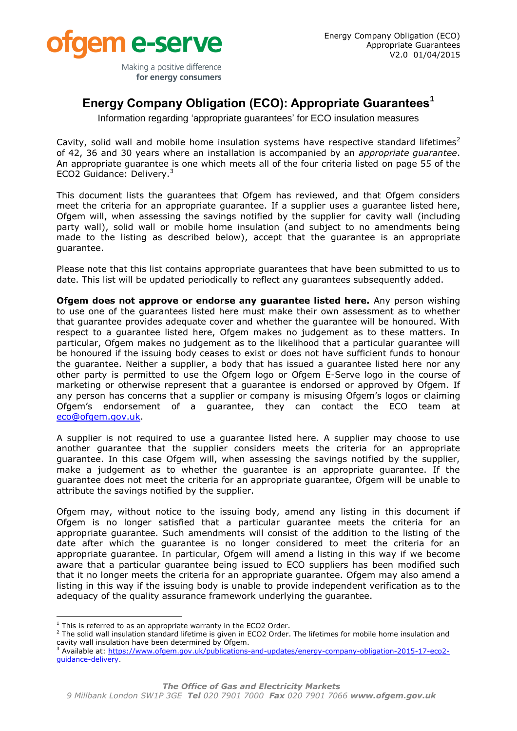# Energy Company Obligation (ECO): Appropriate Guarantees[1]

Information regarding 'appropriate guarantees' for ECO insulation measures

Cavity, solid wall and mobile home insulation systems have respective standard lifetimes[2] of 42, 36 and 30 years where an installation is accompanied by an *appropriate guarantee*. An appropriate guarantee is one which meets all of the four criteria listed on page 55 of the ECO2 Guidance: Delivery.[3]

This document lists the guarantees that Ofgem has reviewed, and that Ofgem considers meet the criteria for an appropriate guarantee. If a supplier uses a guarantee listed here, Ofgem will, when assessing the savings notified by the supplier for cavity wall (including party wall), solid wall or mobile home insulation (and subject to no amendments being made to the listing as described below), accept that the guarantee is an appropriate guarantee.

Please note that this list contains appropriate guarantees that have been submitted to us to date. This list will be updated periodically to reflect any guarantees subsequently added.

**Ofgem does not approve or endorse any guarantee listed here.** Any person wishing to use one of the guarantees listed here must make their own assessment as to whether that guarantee provides adequate cover and whether the guarantee will be honoured. With respect to a guarantee listed here, Ofgem makes no judgement as to these matters. In particular, Ofgem makes no judgement as to the likelihood that a particular guarantee will be honoured if the issuing body ceases to exist or does not have sufficient funds to honour the guarantee. Neither a supplier, a body that has issued a guarantee listed here nor any other party is permitted to use the Ofgem logo or Ofgem E-Serve logo in the course of marketing or otherwise represent that a guarantee is endorsed or approved by Ofgem. If any person has concerns that a supplier or company is misusing Ofgem's logos or claiming Ofgem's endorsement of a guarantee, they can contact the ECO team at eco@ofgem.gov.uk.

A supplier is not required to use a guarantee listed here. A supplier may choose to use another guarantee that the supplier considers meets the criteria for an appropriate guarantee. In this case Ofgem will, when assessing the savings notified by the supplier, make a judgement as to whether the guarantee is an appropriate guarantee. If the guarantee does not meet the criteria for an appropriate guarantee, Ofgem will be unable to attribute the savings notified by the supplier.

Ofgem may, without notice to the issuing body, amend any listing in this document if Ofgem is no longer satisfied that a particular guarantee meets the criteria for an appropriate guarantee. Such amendments will consist of the addition to the listing of the date after which the guarantee is no longer considered to meet the criteria for an appropriate guarantee. In particular, Ofgem will amend a listing in this way if we become aware that a particular guarantee being issued to ECO suppliers has been modified such that it no longer meets the criteria for an appropriate guarantee. Ofgem may also amend a listing in this way if the issuing body is unable to provide independent verification as to the adequacy of the quality assurance framework underlying the guarantee.

---

[1] This is referred to as an appropriate warranty in the ECO2 Order.

[2] The solid wall insulation standard lifetime is given in ECO2 Order. The lifetimes for mobile home insulation and cavity wall insulation have been determined by Ofgem.

[3] Available at: https://www.ofgem.gov.uk/publications-and-updates/energy-company-obligation-2015-17-eco2-guidance-delivery.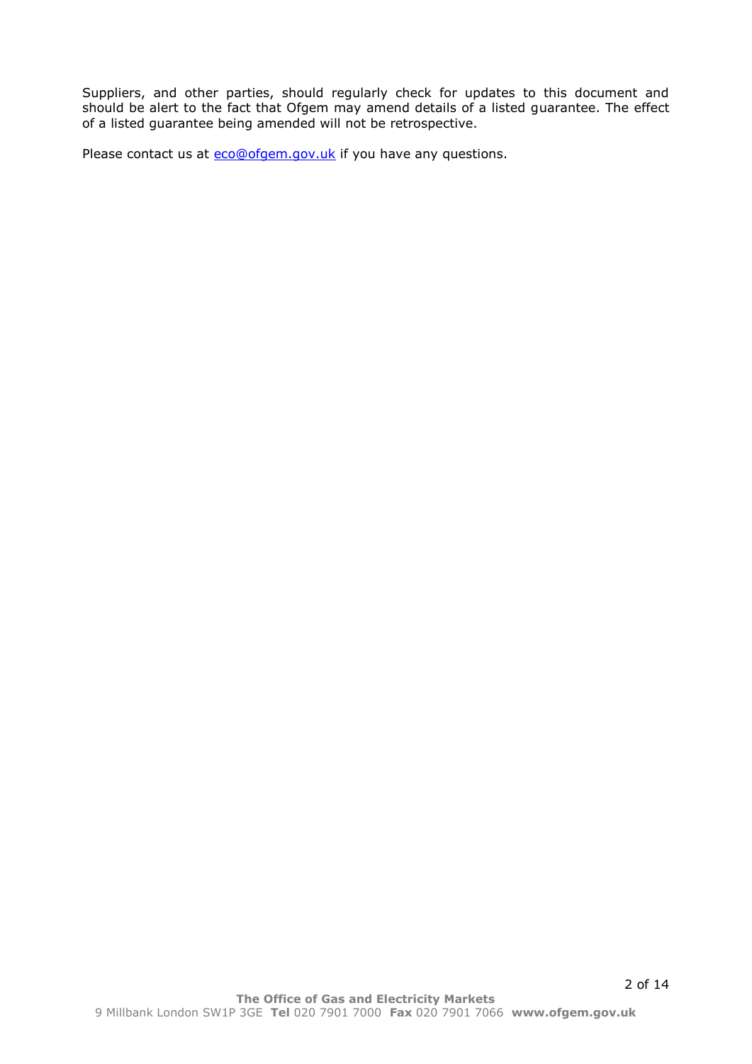Suppliers, and other parties, should regularly check for updates to this document and should be alert to the fact that Ofgem may amend details of a listed guarantee. The effect of a listed guarantee being amended will not be retrospective.

Please contact us at [eco@ofgem.gov.uk](mailto:eco@ofgem.gov.uk) if you have any questions.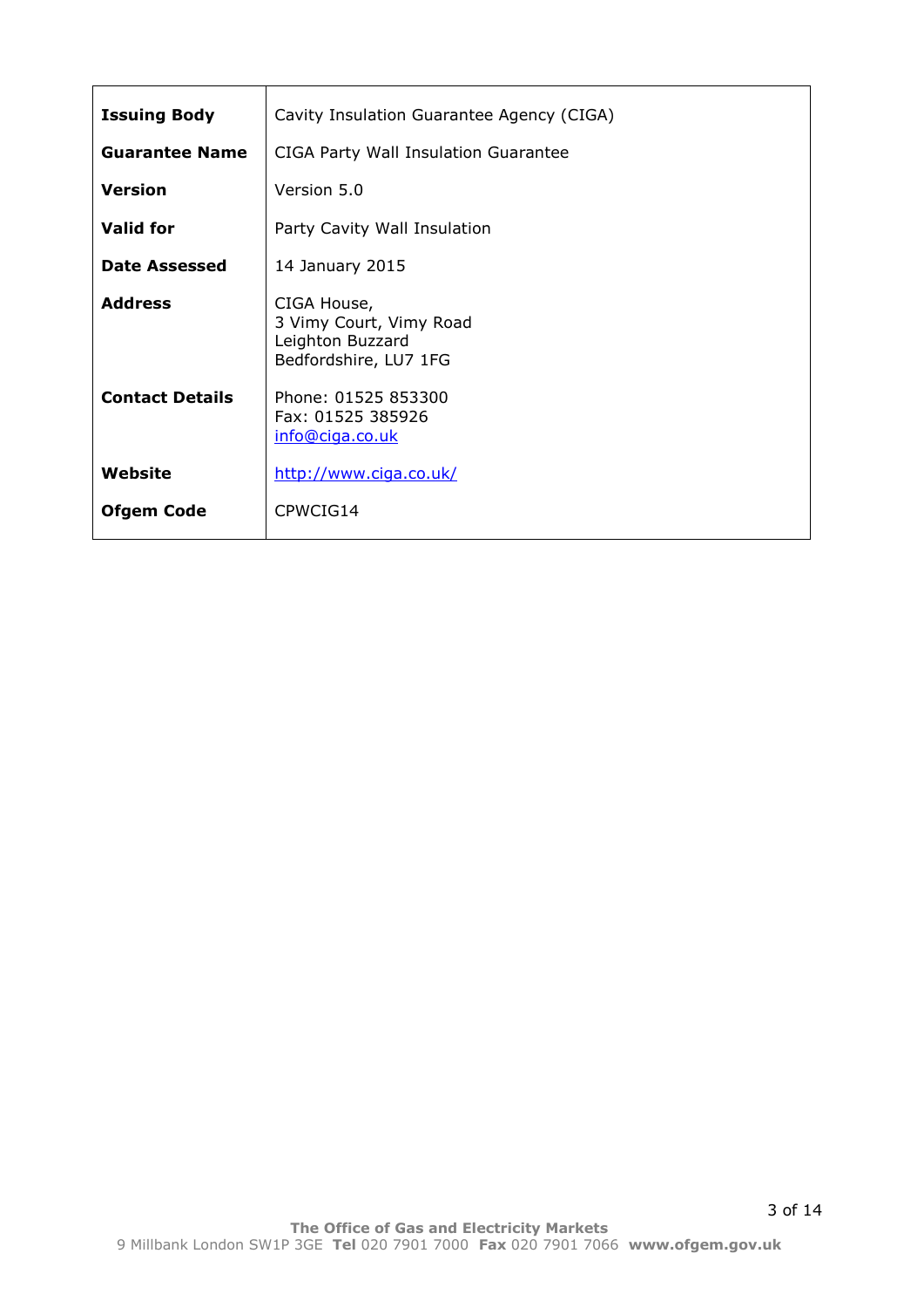| | |
|---|---|
| **Issuing Body** | Cavity Insulation Guarantee Agency (CIGA) |
| **Guarantee Name** | CIGA Party Wall Insulation Guarantee |
| **Version** | Version 5.0 |
| **Valid for** | Party Cavity Wall Insulation |
| **Date Assessed** | 14 January 2015 |
| **Address** | CIGA House,<br>3 Vimy Court, Vimy Road<br>Leighton Buzzard<br>Bedfordshire, LU7 1FG |
| **Contact Details** | Phone: 01525 853300<br>Fax: 01525 385926<br>info@ciga.co.uk |
| **Website** | http://www.ciga.co.uk/ |
| **Ofgem Code** | CPWCIG14 |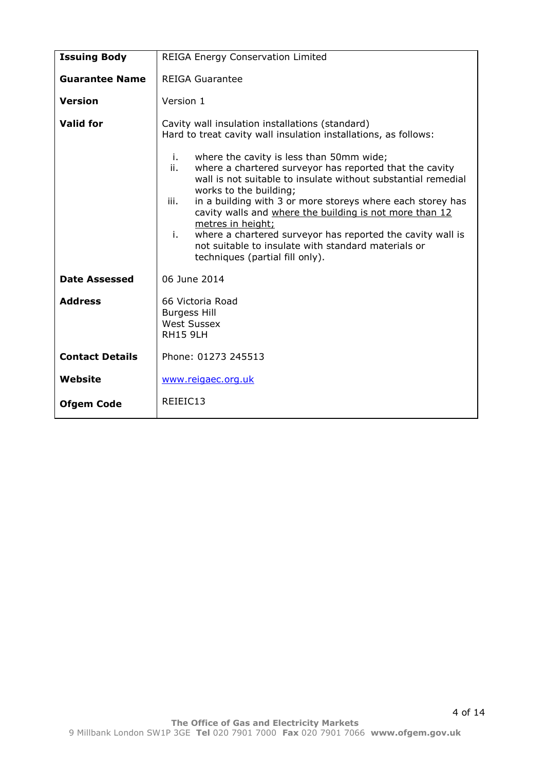| | |
|---|---|
| **Issuing Body** | REIGA Energy Conservation Limited |
| **Guarantee Name** | REIGA Guarantee |
| **Version** | Version 1 |
| **Valid for** | Cavity wall insulation installations (standard)<br>Hard to treat cavity wall insulation installations, as follows:<br><br>i. where the cavity is less than 50mm wide;<br>ii. where a chartered surveyor has reported that the cavity wall is not suitable to insulate without substantial remedial works to the building;<br>iii. in a building with 3 or more storeys where each storey has cavity walls and <u>where the building is not more than 12 metres in height;</u><br>i. where a chartered surveyor has reported the cavity wall is not suitable to insulate with standard materials or techniques (partial fill only). |
| **Date Assessed** | 06 June 2014 |
| **Address** | 66 Victoria Road<br>Burgess Hill<br>West Sussex<br>RH15 9LH |
| **Contact Details** | Phone: 01273 245513 |
| **Website** | www.reigaec.org.uk |
| **Ofgem Code** | REIEIC13 |

**The Office of Gas and Electricity Markets**
9 Millbank London SW1P 3GE **Tel** 020 7901 7000 **Fax** 020 7901 7066 **www.ofgem.gov.uk**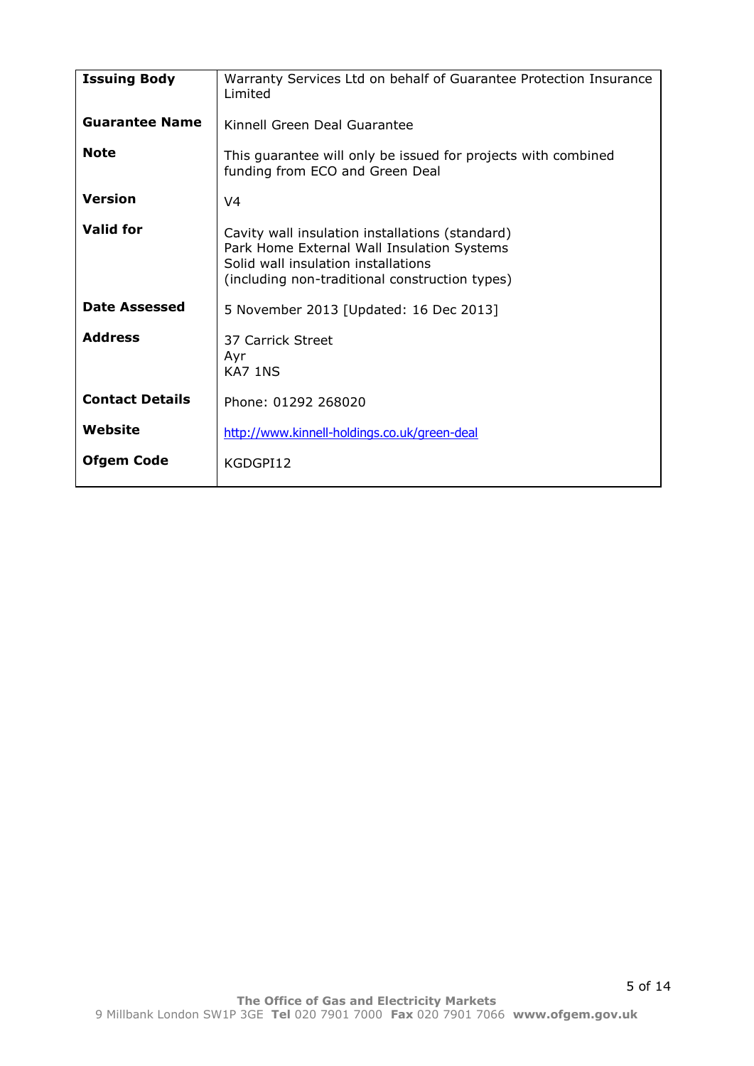| | |
|---|---|
| **Issuing Body** | Warranty Services Ltd on behalf of Guarantee Protection Insurance Limited |
| **Guarantee Name** | Kinnell Green Deal Guarantee |
| **Note** | This guarantee will only be issued for projects with combined funding from ECO and Green Deal |
| **Version** | V4 |
| **Valid for** | Cavity wall insulation installations (standard)<br>Park Home External Wall Insulation Systems<br>Solid wall insulation installations<br>(including non-traditional construction types) |
| **Date Assessed** | 5 November 2013 [Updated: 16 Dec 2013] |
| **Address** | 37 Carrick Street<br>Ayr<br>KA7 1NS |
| **Contact Details** | Phone: 01292 268020 |
| **Website** | http://www.kinnell-holdings.co.uk/green-deal |
| **Ofgem Code** | KGDGPI12 |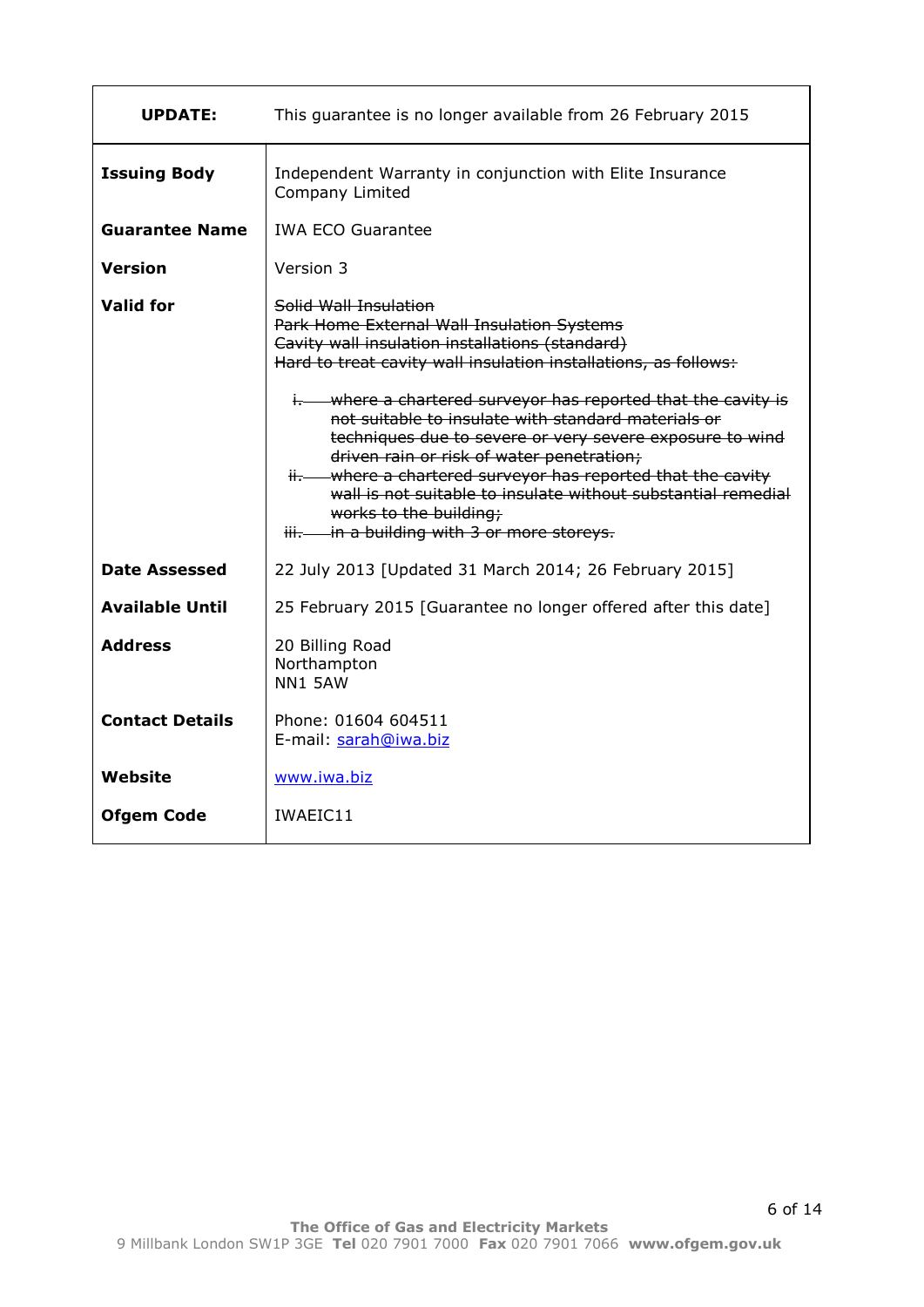| **UPDATE:** | This guarantee is no longer available from 26 February 2015 |
|---|---|
| **Issuing Body** | Independent Warranty in conjunction with Elite Insurance Company Limited |
| **Guarantee Name** | IWA ECO Guarantee |
| **Version** | Version 3 |
| **Valid for** | ~~Solid Wall Insulation~~<br>~~Park Home External Wall Insulation Systems~~<br>~~Cavity wall insulation installations (standard)~~<br>~~Hard to treat cavity wall insulation installations, as follows:~~<br><br>~~i. where a chartered surveyor has reported that the cavity is not suitable to insulate with standard materials or techniques due to severe or very severe exposure to wind driven rain or risk of water penetration;~~<br>~~ii. where a chartered surveyor has reported that the cavity wall is not suitable to insulate without substantial remedial works to the building;~~<br>~~iii. in a building with 3 or more storeys.~~ |
| **Date Assessed** | 22 July 2013 [Updated 31 March 2014; 26 February 2015] |
| **Available Until** | 25 February 2015 [Guarantee no longer offered after this date] |
| **Address** | 20 Billing Road<br>Northampton<br>NN1 5AW |
| **Contact Details** | Phone: 01604 604511<br>E-mail: sarah@iwa.biz |
| **Website** | www.iwa.biz |
| **Ofgem Code** | IWAEIC11 |

**The Office of Gas and Electricity Markets**
9 Millbank London SW1P 3GE **Tel** 020 7901 7000 **Fax** 020 7901 7066 **www.ofgem.gov.uk**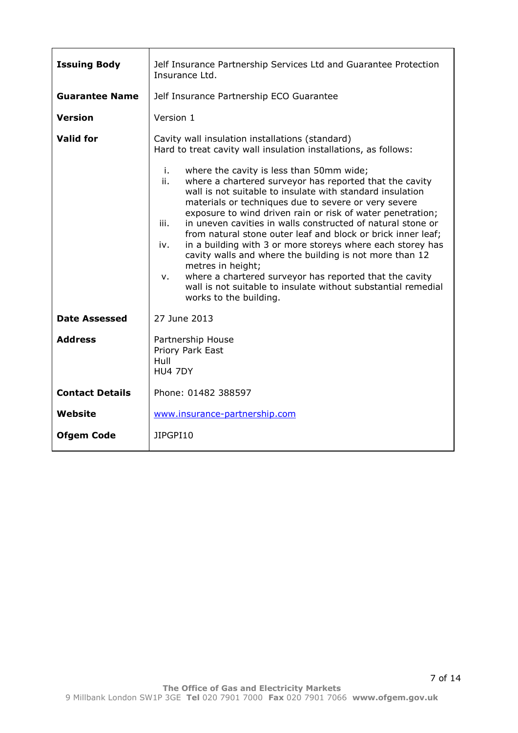| | |
|---|---|
| **Issuing Body** | Jelf Insurance Partnership Services Ltd and Guarantee Protection Insurance Ltd. |
| **Guarantee Name** | Jelf Insurance Partnership ECO Guarantee |
| **Version** | Version 1 |
| **Valid for** | Cavity wall insulation installations (standard)<br>Hard to treat cavity wall insulation installations, as follows:<br><br>i. where the cavity is less than 50mm wide;<br>ii. where a chartered surveyor has reported that the cavity wall is not suitable to insulate with standard insulation materials or techniques due to severe or very severe exposure to wind driven rain or risk of water penetration;<br>iii. in uneven cavities in walls constructed of natural stone or from natural stone outer leaf and block or brick inner leaf;<br>iv. in a building with 3 or more storeys where each storey has cavity walls and where the building is not more than 12 metres in height;<br>v. where a chartered surveyor has reported that the cavity wall is not suitable to insulate without substantial remedial works to the building. |
| **Date Assessed** | 27 June 2013 |
| **Address** | Partnership House<br>Priory Park East<br>Hull<br>HU4 7DY |
| **Contact Details** | Phone: 01482 388597 |
| **Website** | [www.insurance-partnership.com](http://www.insurance-partnership.com) |
| **Ofgem Code** | JIPGPI10 |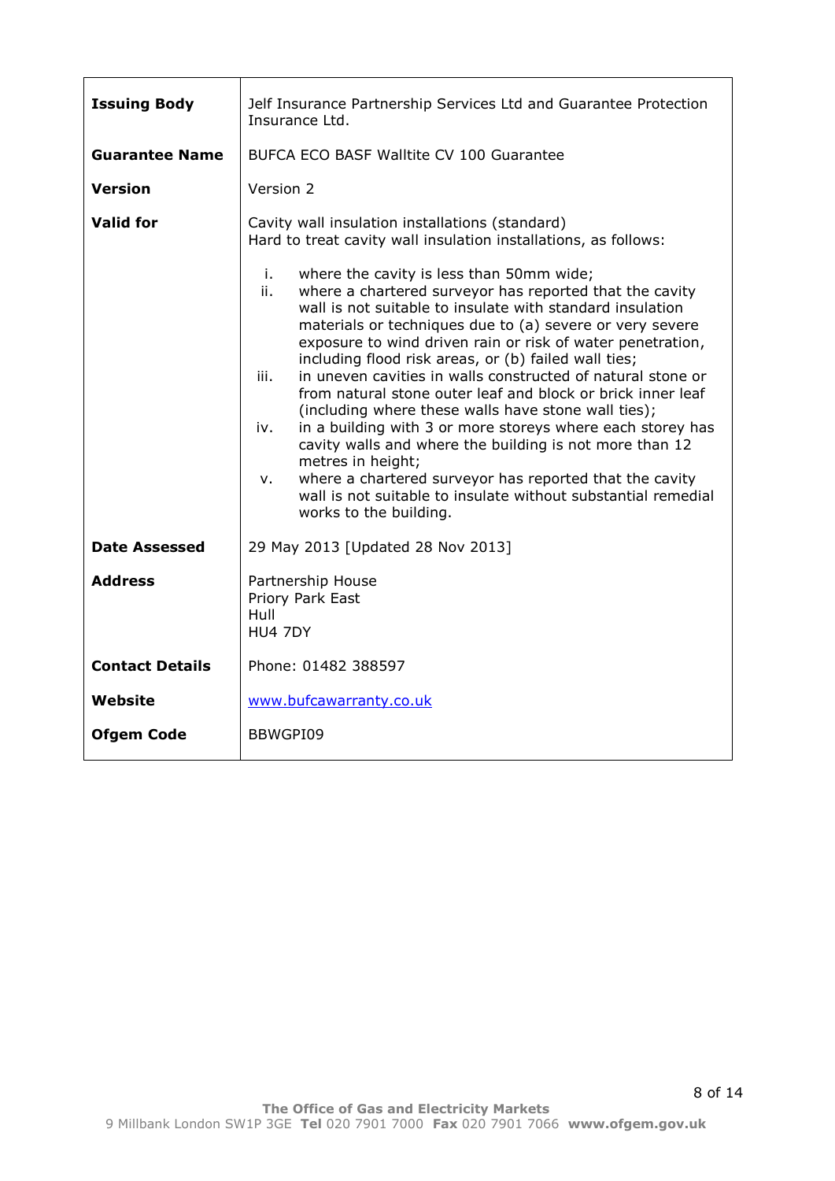| | |
|---|---|
| **Issuing Body** | Jelf Insurance Partnership Services Ltd and Guarantee Protection Insurance Ltd. |
| **Guarantee Name** | BUFCA ECO BASF Walltite CV 100 Guarantee |
| **Version** | Version 2 |
| **Valid for** | Cavity wall insulation installations (standard)<br>Hard to treat cavity wall insulation installations, as follows:<br><br>i. where the cavity is less than 50mm wide;<br>ii. where a chartered surveyor has reported that the cavity wall is not suitable to insulate with standard insulation materials or techniques due to (a) severe or very severe exposure to wind driven rain or risk of water penetration, including flood risk areas, or (b) failed wall ties;<br>iii. in uneven cavities in walls constructed of natural stone or from natural stone outer leaf and block or brick inner leaf (including where these walls have stone wall ties);<br>iv. in a building with 3 or more storeys where each storey has cavity walls and where the building is not more than 12 metres in height;<br>v. where a chartered surveyor has reported that the cavity wall is not suitable to insulate without substantial remedial works to the building. |
| **Date Assessed** | 29 May 2013 [Updated 28 Nov 2013] |
| **Address** | Partnership House<br>Priory Park East<br>Hull<br>HU4 7DY |
| **Contact Details** | Phone: 01482 388597 |
| **Website** | www.bufcawarranty.co.uk |
| **Ofgem Code** | BBWGPI09 |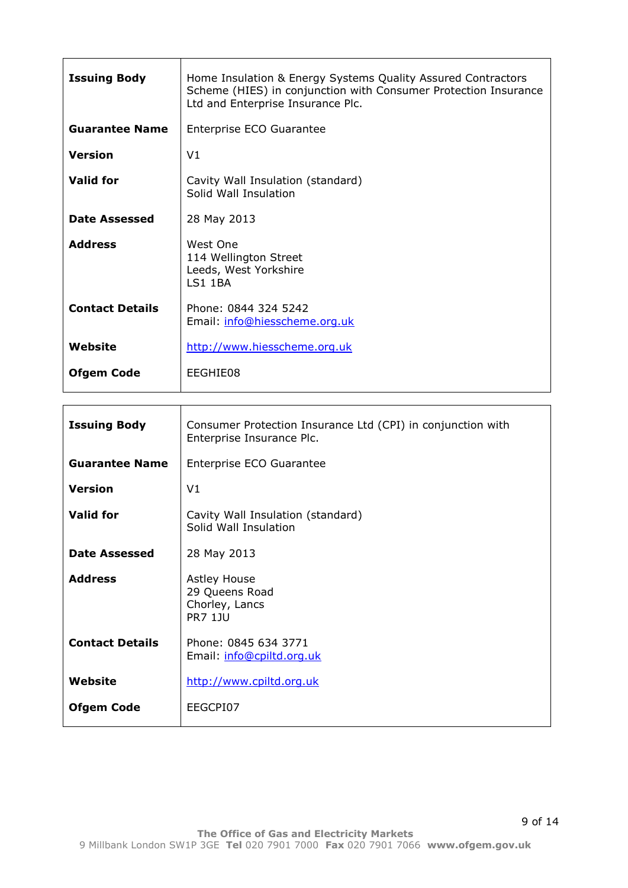| | |
|---|---|
| **Issuing Body** | Home Insulation & Energy Systems Quality Assured Contractors Scheme (HIES) in conjunction with Consumer Protection Insurance Ltd and Enterprise Insurance Plc. |
| **Guarantee Name** | Enterprise ECO Guarantee |
| **Version** | V1 |
| **Valid for** | Cavity Wall Insulation (standard)<br>Solid Wall Insulation |
| **Date Assessed** | 28 May 2013 |
| **Address** | West One<br>114 Wellington Street<br>Leeds, West Yorkshire<br>LS1 1BA |
| **Contact Details** | Phone: 0844 324 5242<br>Email: info@hiesscheme.org.uk |
| **Website** | http://www.hiesscheme.org.uk |
| **Ofgem Code** | EEGHIE08 |

| | |
|---|---|
| **Issuing Body** | Consumer Protection Insurance Ltd (CPI) in conjunction with Enterprise Insurance Plc. |
| **Guarantee Name** | Enterprise ECO Guarantee |
| **Version** | V1 |
| **Valid for** | Cavity Wall Insulation (standard)<br>Solid Wall Insulation |
| **Date Assessed** | 28 May 2013 |
| **Address** | Astley House<br>29 Queens Road<br>Chorley, Lancs<br>PR7 1JU |
| **Contact Details** | Phone: 0845 634 3771<br>Email: info@cpiltd.org.uk |
| **Website** | http://www.cpiltd.org.uk |
| **Ofgem Code** | EEGCPI07 |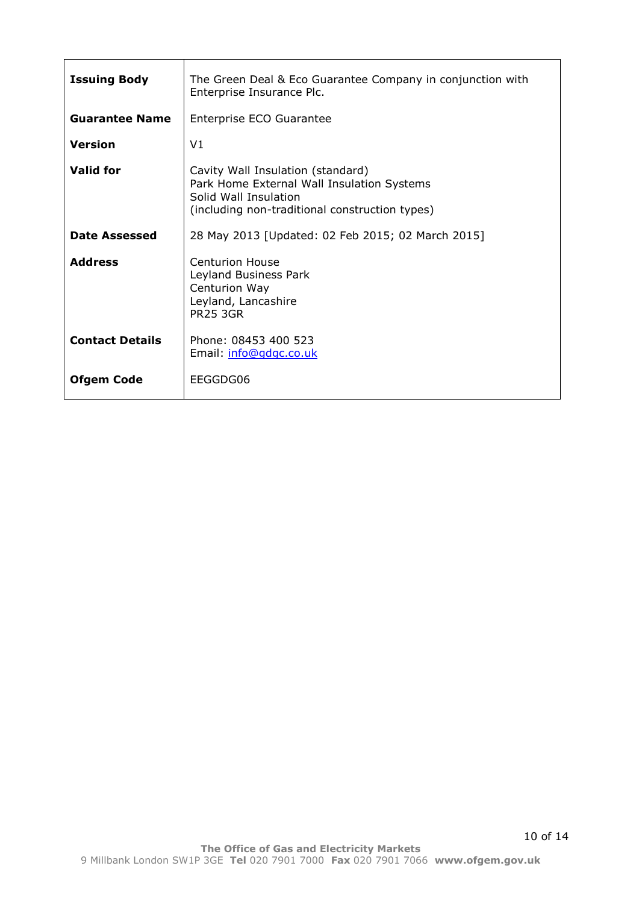| **Issuing Body** | The Green Deal & Eco Guarantee Company in conjunction with Enterprise Insurance Plc. |
| --- | --- |
| **Guarantee Name** | Enterprise ECO Guarantee |
| **Version** | V1 |
| **Valid for** | Cavity Wall Insulation (standard)<br>Park Home External Wall Insulation Systems<br>Solid Wall Insulation<br>(including non-traditional construction types) |
| **Date Assessed** | 28 May 2013 [Updated: 02 Feb 2015; 02 March 2015] |
| **Address** | Centurion House<br>Leyland Business Park<br>Centurion Way<br>Leyland, Lancashire<br>PR25 3GR |
| **Contact Details** | Phone: 08453 400 523<br>Email: info@gdgc.co.uk |
| **Ofgem Code** | EEGGDG06 |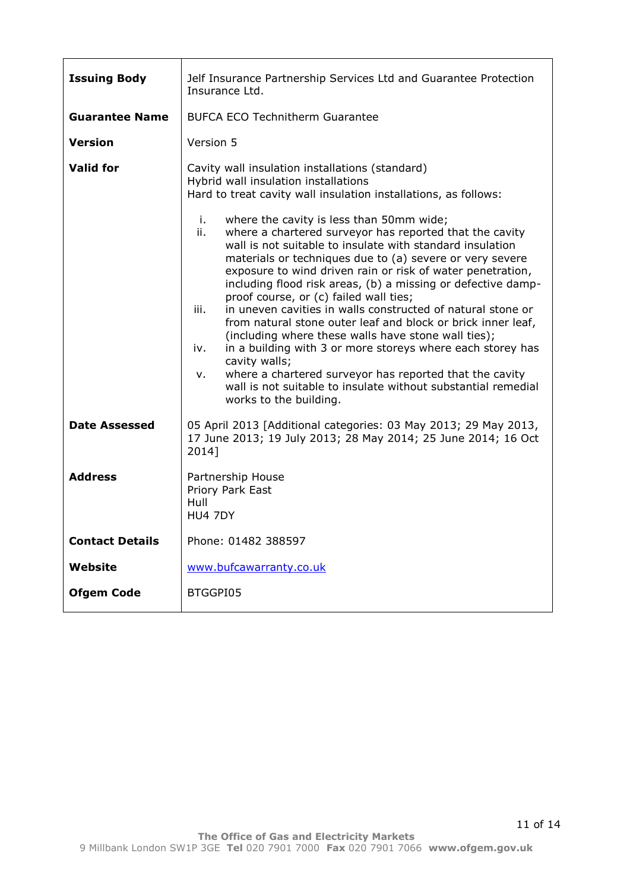| | |
|---|---|
| **Issuing Body** | Jelf Insurance Partnership Services Ltd and Guarantee Protection Insurance Ltd. |
| **Guarantee Name** | BUFCA ECO Technitherm Guarantee |
| **Version** | Version 5 |
| **Valid for** | Cavity wall insulation installations (standard)<br>Hybrid wall insulation installations<br>Hard to treat cavity wall insulation installations, as follows:<br><br>i. where the cavity is less than 50mm wide;<br>ii. where a chartered surveyor has reported that the cavity wall is not suitable to insulate with standard insulation materials or techniques due to (a) severe or very severe exposure to wind driven rain or risk of water penetration, including flood risk areas, (b) a missing or defective damp-proof course, or (c) failed wall ties;<br>iii. in uneven cavities in walls constructed of natural stone or from natural stone outer leaf and block or brick inner leaf, (including where these walls have stone wall ties);<br>iv. in a building with 3 or more storeys where each storey has cavity walls;<br>v. where a chartered surveyor has reported that the cavity wall is not suitable to insulate without substantial remedial works to the building. |
| **Date Assessed** | 05 April 2013 [Additional categories: 03 May 2013; 29 May 2013, 17 June 2013; 19 July 2013; 28 May 2014; 25 June 2014; 16 Oct 2014] |
| **Address** | Partnership House<br>Priory Park East<br>Hull<br>HU4 7DY |
| **Contact Details** | Phone: 01482 388597 |
| **Website** | www.bufcawarranty.co.uk |
| **Ofgem Code** | BTGGPI05 |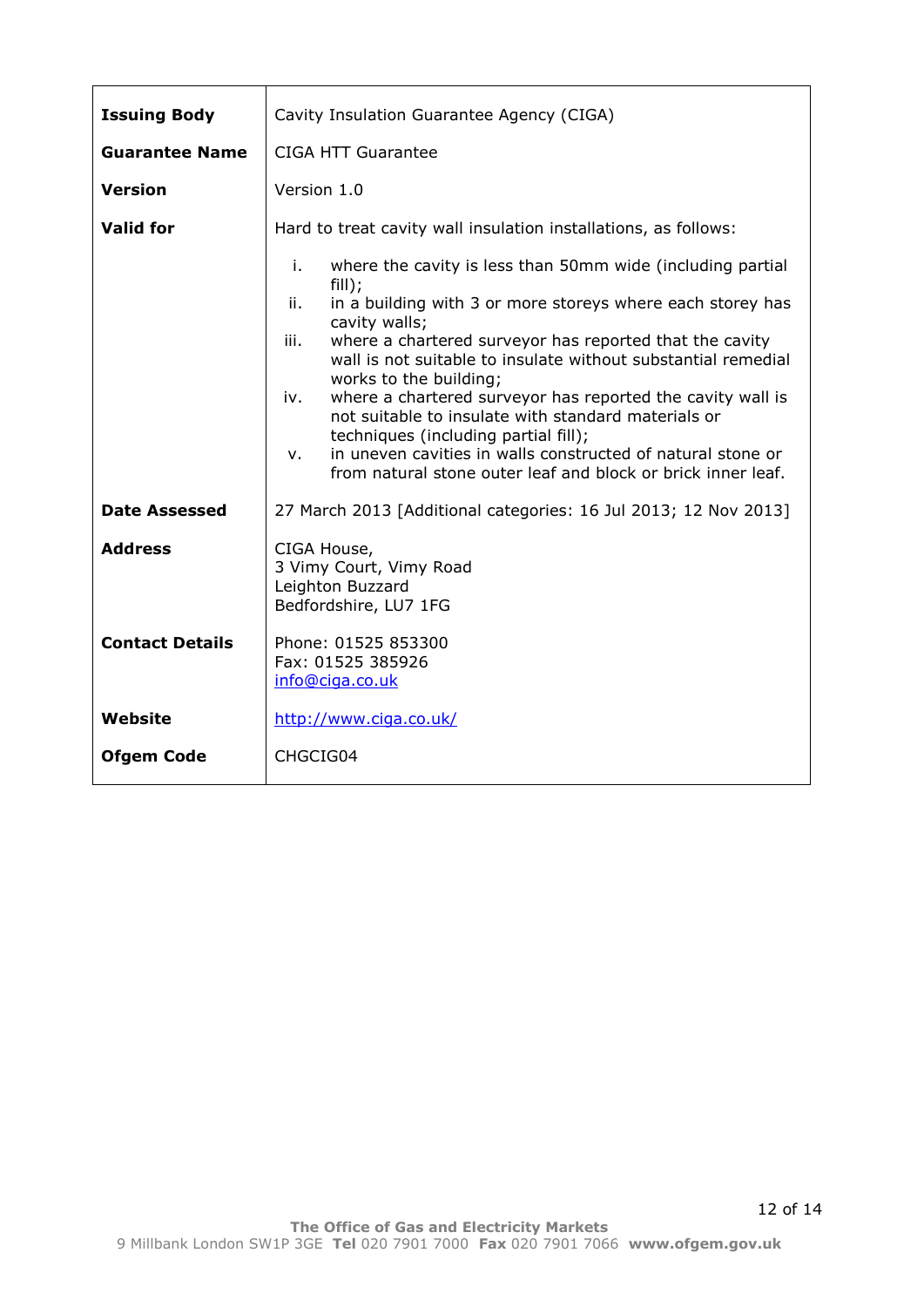| | |
|---|---|
| **Issuing Body** | Cavity Insulation Guarantee Agency (CIGA) |
| **Guarantee Name** | CIGA HTT Guarantee |
| **Version** | Version 1.0 |
| **Valid for** | Hard to treat cavity wall insulation installations, as follows:<br><br>i. where the cavity is less than 50mm wide (including partial fill);<br>ii. in a building with 3 or more storeys where each storey has cavity walls;<br>iii. where a chartered surveyor has reported that the cavity wall is not suitable to insulate without substantial remedial works to the building;<br>iv. where a chartered surveyor has reported the cavity wall is not suitable to insulate with standard materials or techniques (including partial fill);<br>v. in uneven cavities in walls constructed of natural stone or from natural stone outer leaf and block or brick inner leaf. |
| **Date Assessed** | 27 March 2013 [Additional categories: 16 Jul 2013; 12 Nov 2013] |
| **Address** | CIGA House,<br>3 Vimy Court, Vimy Road<br>Leighton Buzzard<br>Bedfordshire, LU7 1FG |
| **Contact Details** | Phone: 01525 853300<br>Fax: 01525 385926<br>info@ciga.co.uk |
| **Website** | http://www.ciga.co.uk/ |
| **Ofgem Code** | CHGCIG04 |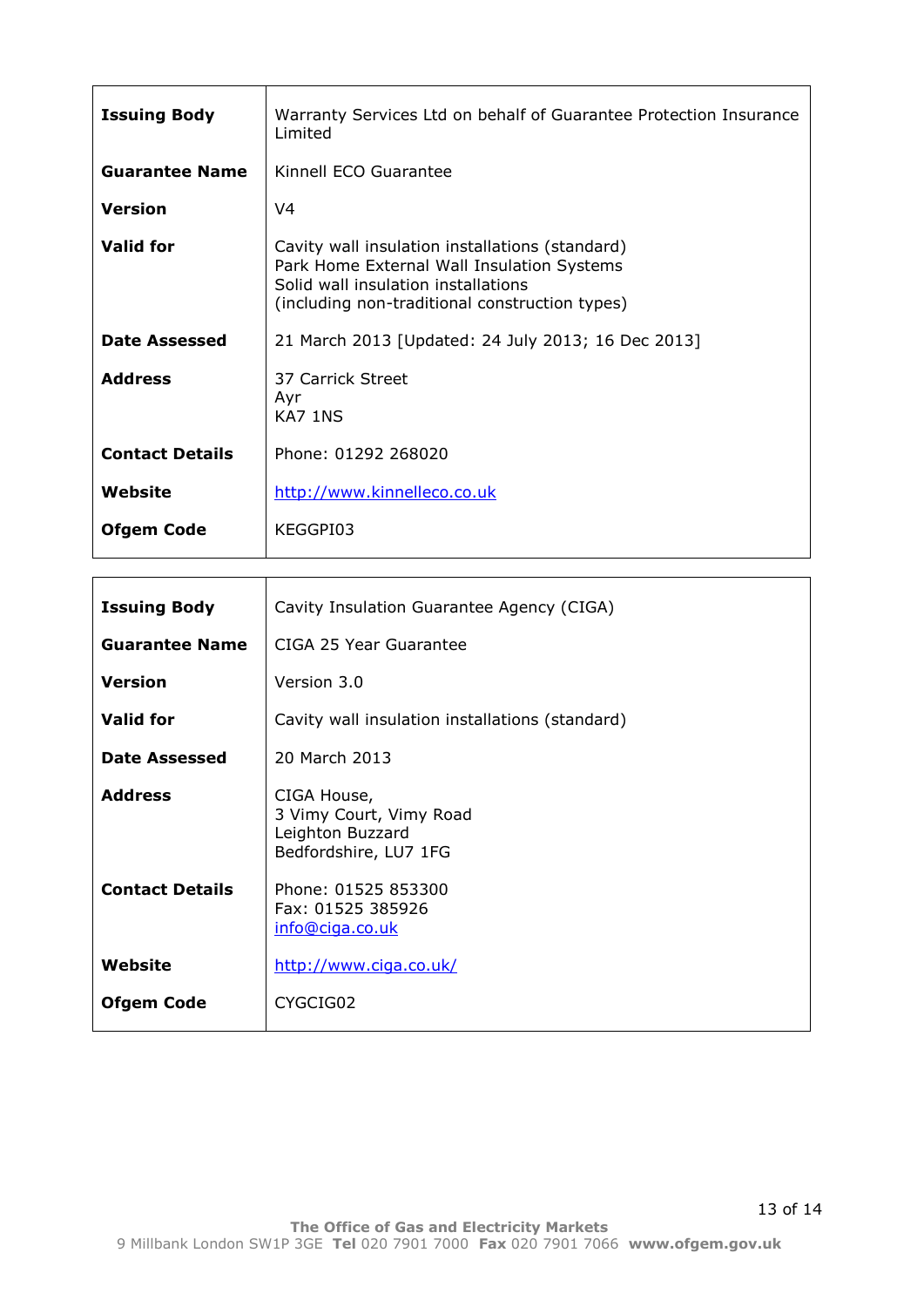| | |
|---|---|
| **Issuing Body** | Warranty Services Ltd on behalf of Guarantee Protection Insurance Limited |
| **Guarantee Name** | Kinnell ECO Guarantee |
| **Version** | V4 |
| **Valid for** | Cavity wall insulation installations (standard)<br>Park Home External Wall Insulation Systems<br>Solid wall insulation installations<br>(including non-traditional construction types) |
| **Date Assessed** | 21 March 2013 [Updated: 24 July 2013; 16 Dec 2013] |
| **Address** | 37 Carrick Street<br>Ayr<br>KA7 1NS |
| **Contact Details** | Phone: 01292 268020 |
| **Website** | http://www.kinnelleco.co.uk |
| **Ofgem Code** | KEGGPI03 |

| | |
|---|---|
| **Issuing Body** | Cavity Insulation Guarantee Agency (CIGA) |
| **Guarantee Name** | CIGA 25 Year Guarantee |
| **Version** | Version 3.0 |
| **Valid for** | Cavity wall insulation installations (standard) |
| **Date Assessed** | 20 March 2013 |
| **Address** | CIGA House,<br>3 Vimy Court, Vimy Road<br>Leighton Buzzard<br>Bedfordshire, LU7 1FG |
| **Contact Details** | Phone: 01525 853300<br>Fax: 01525 385926<br>info@ciga.co.uk |
| **Website** | http://www.ciga.co.uk/ |
| **Ofgem Code** | CYGCIG02 |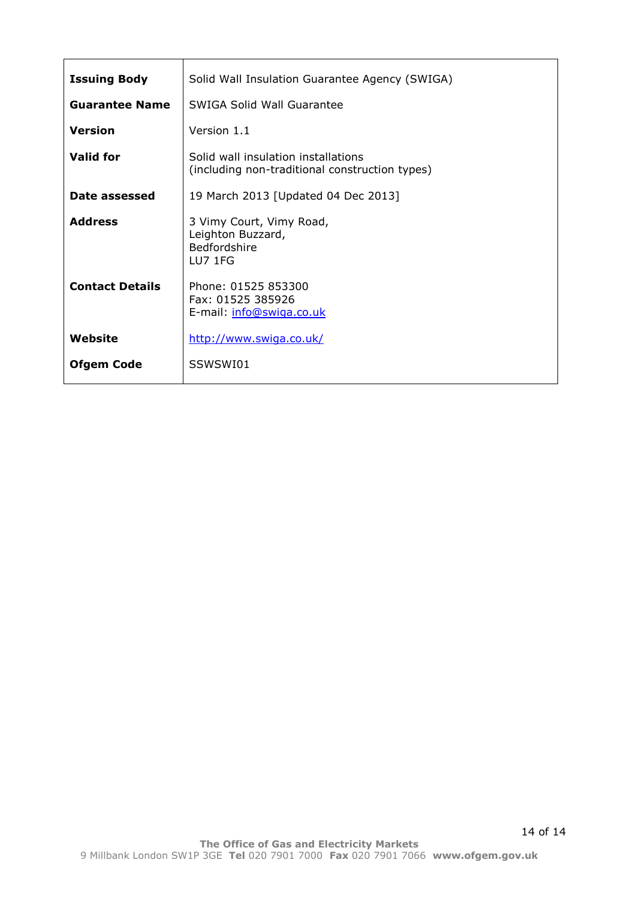| | |
|---|---|
| **Issuing Body** | Solid Wall Insulation Guarantee Agency (SWIGA) |
| **Guarantee Name** | SWIGA Solid Wall Guarantee |
| **Version** | Version 1.1 |
| **Valid for** | Solid wall insulation installations<br>(including non-traditional construction types) |
| **Date assessed** | 19 March 2013 [Updated 04 Dec 2013] |
| **Address** | 3 Vimy Court, Vimy Road,<br>Leighton Buzzard,<br>Bedfordshire<br>LU7 1FG |
| **Contact Details** | Phone: 01525 853300<br>Fax: 01525 385926<br>E-mail: info@swiga.co.uk |
| **Website** | http://www.swiga.co.uk/ |
| **Ofgem Code** | SSWSWI01 |